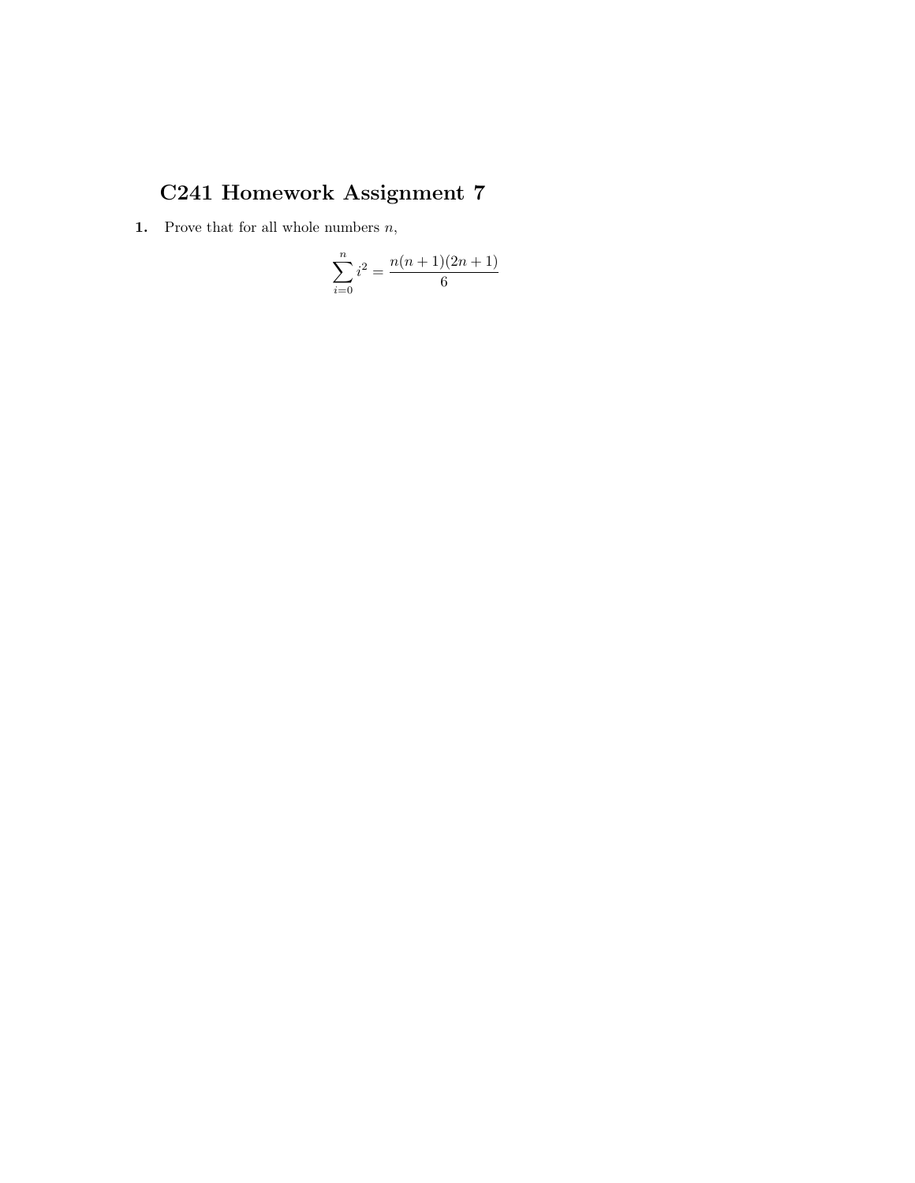# C241 Homework Assignment 7

**1.** Prove that for all whole numbers $n$,

$$\sum_{i=0}^{n} i^2 = \frac{n(n+1)(2n+1)}{6}$$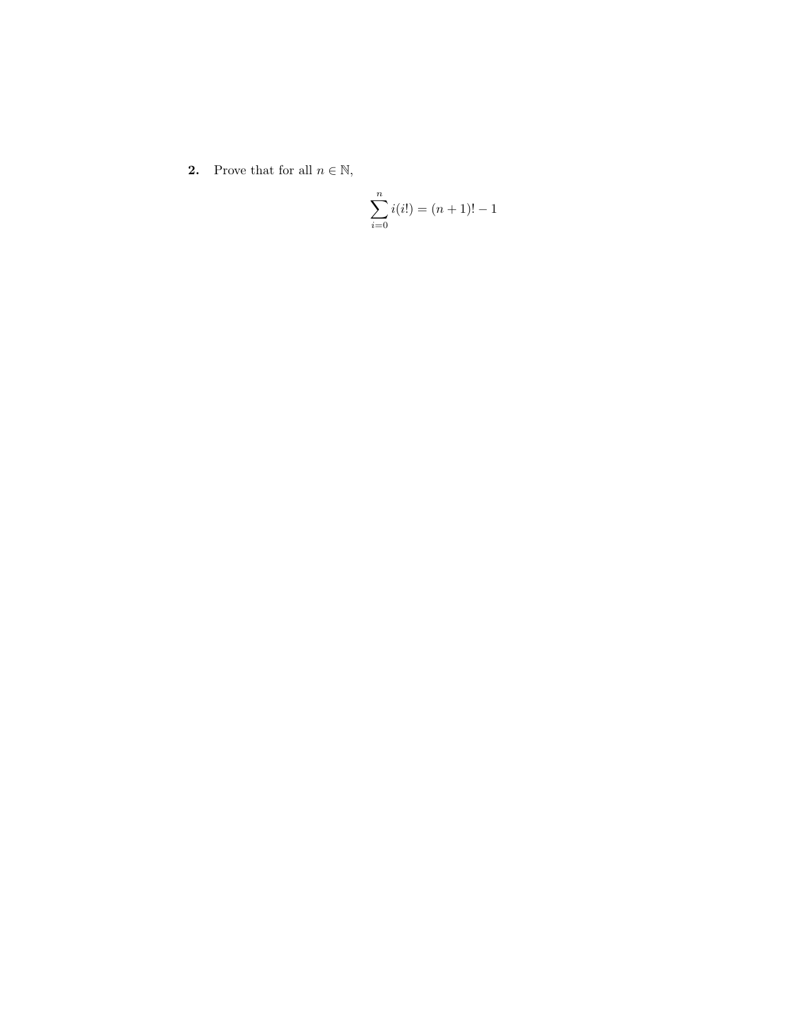**2.** Prove that for all $n \in \mathbb{N}$,

$$\sum_{i=0}^{n} i(i!) = (n+1)! - 1$$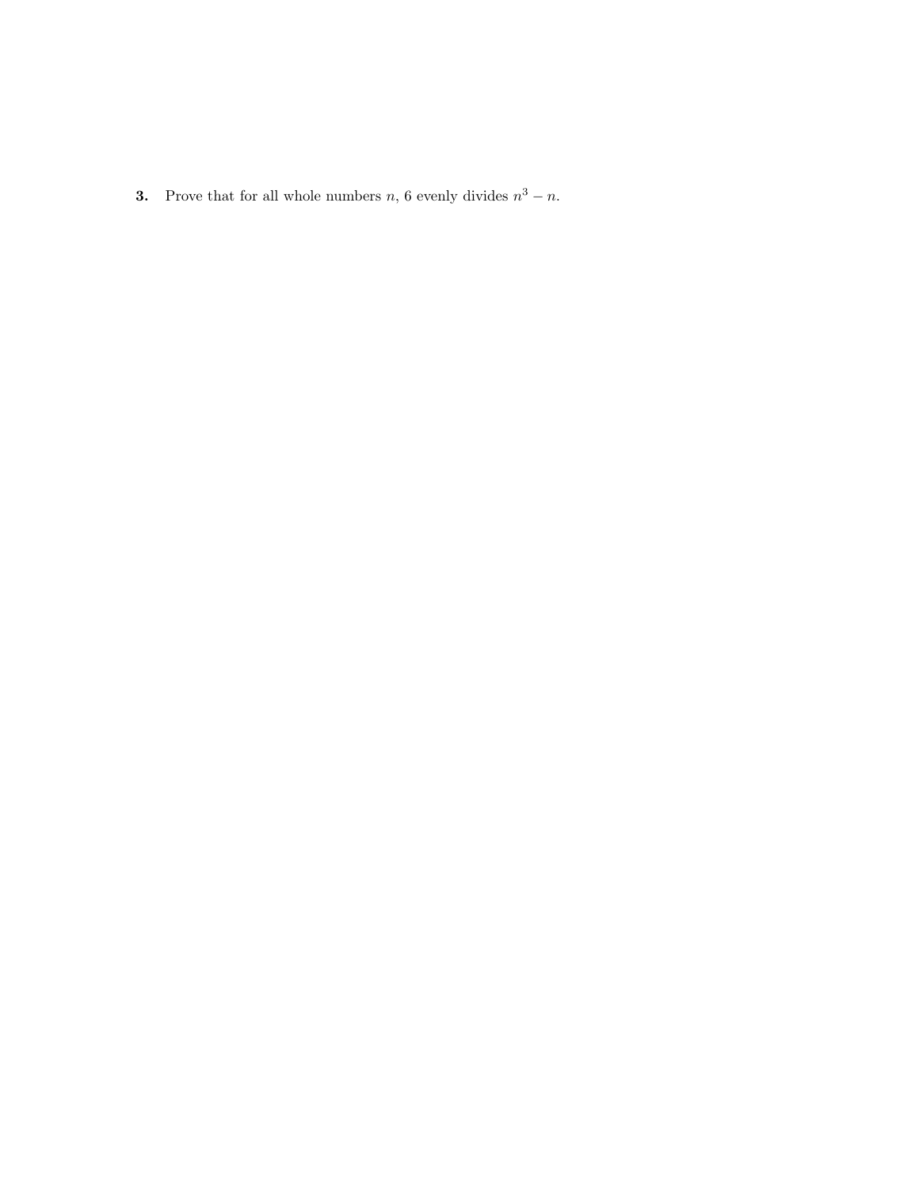**3.** Prove that for all whole numbers $n$, 6 evenly divides $n^3 - n$.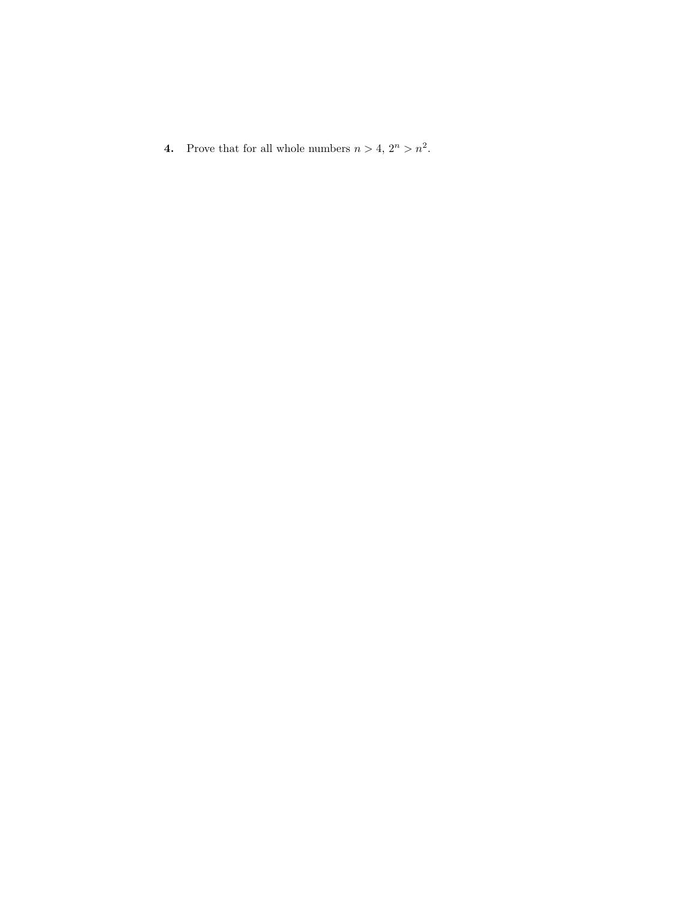**4.** Prove that for all whole numbers $n > 4$, $2^n > n^2$.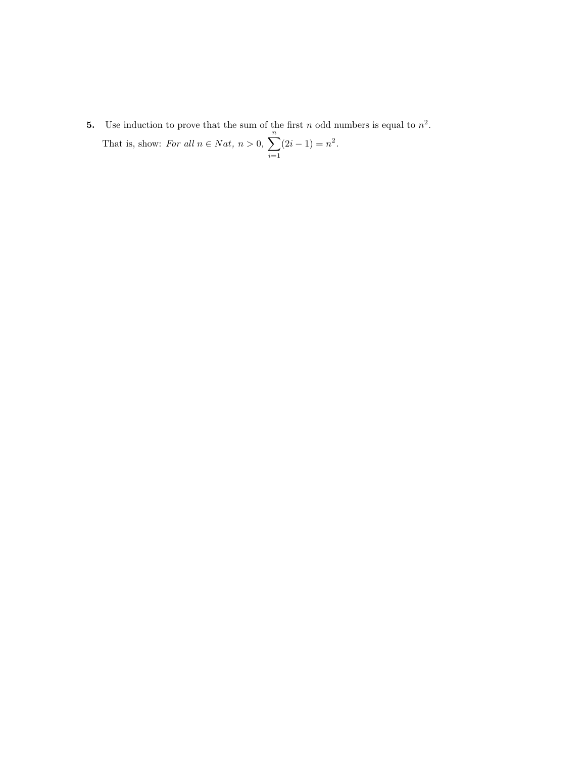**5.** Use induction to prove that the sum of the first $n$ odd numbers is equal to $n^2$.

That is, show: *For all* $n \in Nat$, $n > 0$, $\sum_{i=1}^{n}(2i - 1) = n^2$.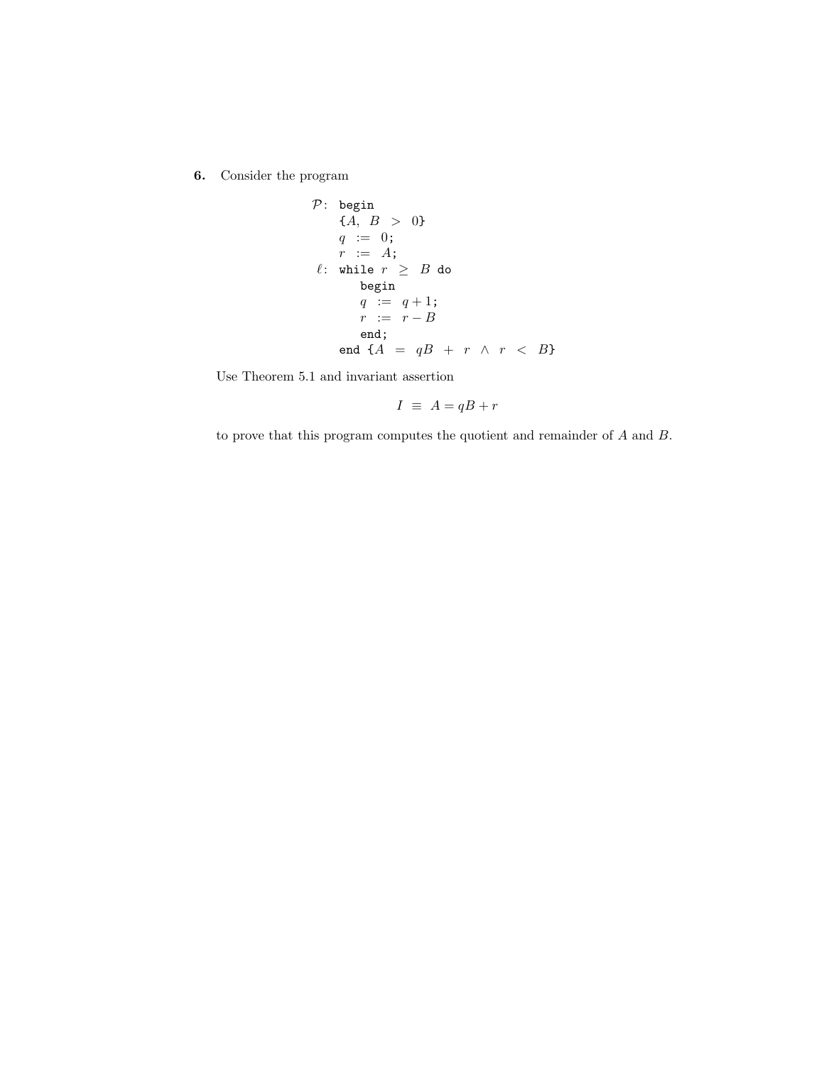**6.** Consider the program

```
P:  begin
    {A, B > 0}
    q := 0;
    r := A;
ℓ:  while r ≥ B do
       begin
       q := q + 1;
       r := r − B
       end;
    end {A = qB + r ∧ r < B}
```

Use Theorem 5.1 and invariant assertion

$$I \equiv A = qB + r$$

to prove that this program computes the quotient and remainder of $A$ and $B$.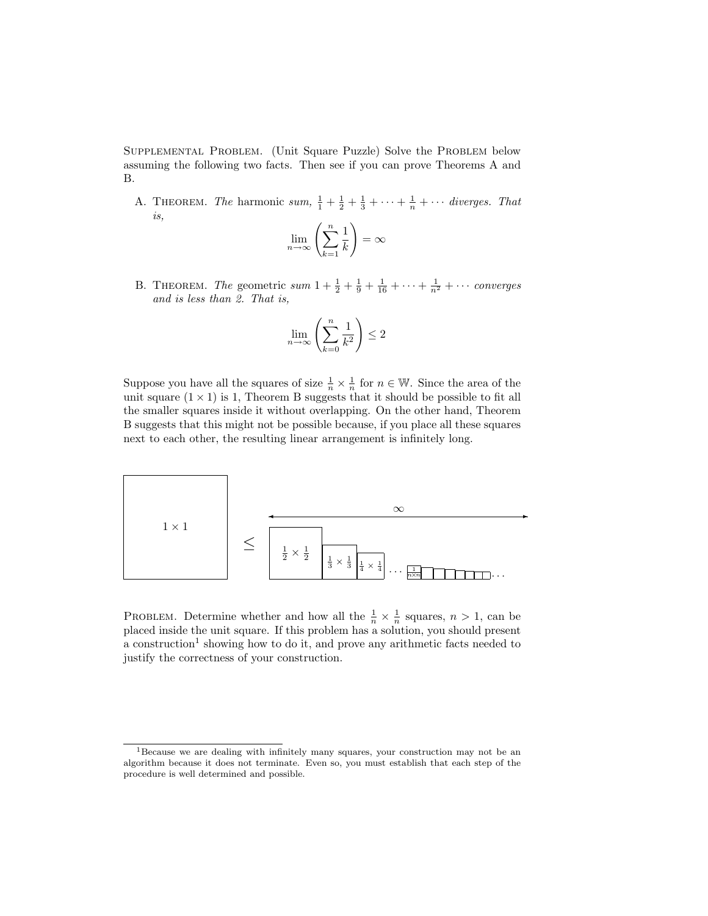SUPPLEMENTAL PROBLEM. (Unit Square Puzzle) Solve the PROBLEM below assuming the following two facts. Then see if you can prove Theorems A and B.

A. THEOREM. *The* harmonic *sum,* $\frac{1}{1} + \frac{1}{2} + \frac{1}{3} + \cdots + \frac{1}{n} + \cdots$ *diverges. That is,*

$$\lim_{n\to\infty}\left(\sum_{k=1}^{n}\frac{1}{k}\right) = \infty$$

B. THEOREM. *The* geometric *sum* $1 + \frac{1}{2} + \frac{1}{9} + \frac{1}{16} + \cdots + \frac{1}{n^2} + \cdots$ *converges and is less than 2. That is,*

$$\lim_{n\to\infty}\left(\sum_{k=0}^{n}\frac{1}{k^2}\right) \leq 2$$

Suppose you have all the squares of size $\frac{1}{n} \times \frac{1}{n}$ for $n \in \mathbb{W}$. Since the area of the unit square ($1 \times 1$) is 1, Theorem B suggests that it should be possible to fit all the smaller squares inside it without overlapping. On the other hand, Theorem B suggests that this might not be possible because, if you place all these squares next to each other, the resulting linear arrangement is infinitely long.

$1 \times 1$

$\leq$

$\infty$

$\frac{1}{2} \times \frac{1}{2}$ $\frac{1}{3} \times \frac{1}{3}$ $\frac{1}{4} \times \frac{1}{4}$ $\ldots$ $\frac{1}{n\times n}$ $\ldots$

PROBLEM. Determine whether and how all the $\frac{1}{n} \times \frac{1}{n}$ squares, $n > 1$, can be placed inside the unit square. If this problem has a solution, you should present a construction[1] showing how to do it, and prove any arithmetic facts needed to justify the correctness of your construction.

---

[1] Because we are dealing with infinitely many squares, your construction may not be an algorithm because it does not terminate. Even so, you must establish that each step of the procedure is well determined and possible.